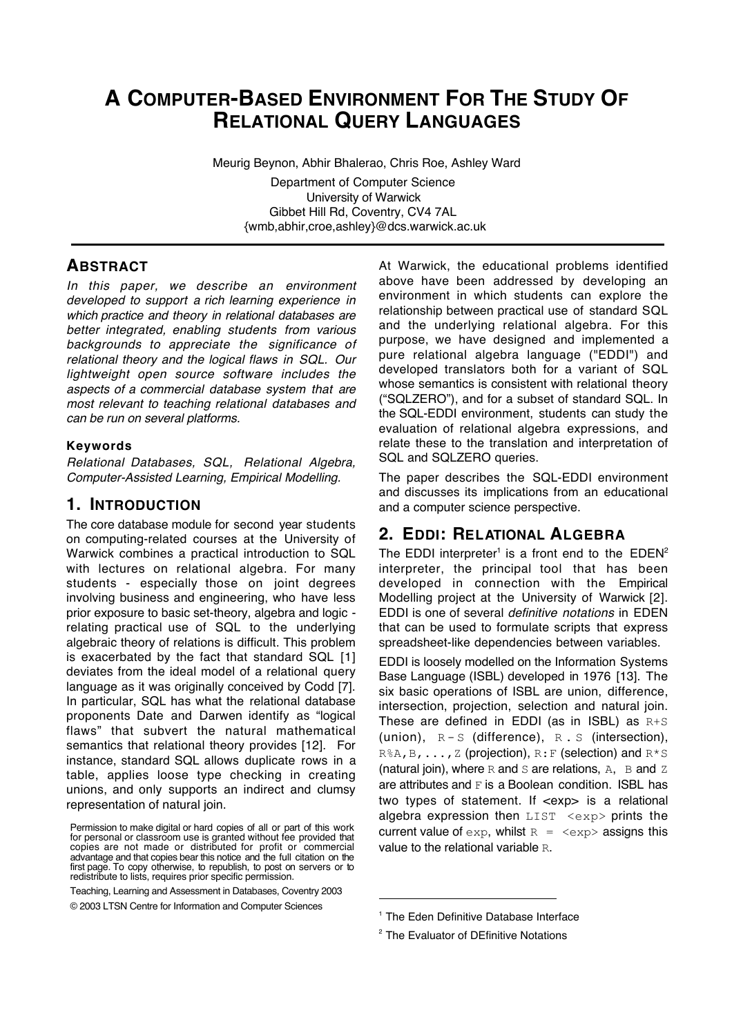# A COMPUTER-BASED ENVIRONMENT FOR THE STUDY OF RELATIONAL QUERY LANGUAGES

Meurig Beynon, Abhir Bhalerao, Chris Roe, Ashley Ward

Department of Computer Science
University of Warwick
Gibbet Hill Rd, Coventry, CV4 7AL
{wmb,abhir,croe,ashley}@dcs.warwick.ac.uk

## ABSTRACT

*In this paper, we describe an environment developed to support a rich learning experience in which practice and theory in relational databases are better integrated, enabling students from various backgrounds to appreciate the significance of relational theory and the logical flaws in SQL. Our lightweight open source software includes the aspects of a commercial database system that are most relevant to teaching relational databases and can be run on several platforms.*

### Keywords

*Relational Databases, SQL, Relational Algebra, Computer-Assisted Learning, Empirical Modelling.*

## 1. INTRODUCTION

The core database module for second year students on computing-related courses at the University of Warwick combines a practical introduction to SQL with lectures on relational algebra. For many students - especially those on joint degrees involving business and engineering, who have less prior exposure to basic set-theory, algebra and logic - relating practical use of SQL to the underlying algebraic theory of relations is difficult. This problem is exacerbated by the fact that standard SQL [1] deviates from the ideal model of a relational query language as it was originally conceived by Codd [7]. In particular, SQL has what the relational database proponents Date and Darwen identify as "logical flaws" that subvert the natural mathematical semantics that relational theory provides [12]. For instance, standard SQL allows duplicate rows in a table, applies loose type checking in creating unions, and only supports an indirect and clumsy representation of natural join.

Permission to make digital or hard copies of all or part of this work for personal or classroom use is granted without fee provided that copies are not made or distributed for profit or commercial advantage and that copies bear this notice and the full citation on the first page. To copy otherwise, to republish, to post on servers or to redistribute to lists, requires prior specific permission.

Teaching, Learning and Assessment in Databases, Coventry 2003

© 2003 LTSN Centre for Information and Computer Sciences

At Warwick, the educational problems identified above have been addressed by developing an environment in which students can explore the relationship between practical use of standard SQL and the underlying relational algebra. For this purpose, we have designed and implemented a pure relational algebra language ("EDDI") and developed translators both for a variant of SQL whose semantics is consistent with relational theory ("SQLZERO"), and for a subset of standard SQL. In the SQL-EDDI environment, students can study the evaluation of relational algebra expressions, and relate these to the translation and interpretation of SQL and SQLZERO queries.

The paper describes the SQL-EDDI environment and discusses its implications from an educational and a computer science perspective.

## 2. EDDI: RELATIONAL ALGEBRA

The EDDI interpreter[1] is a front end to the EDEN[2] interpreter, the principal tool that has been developed in connection with the Empirical Modelling project at the University of Warwick [2]. EDDI is one of several *definitive notations* in EDEN that can be used to formulate scripts that express spreadsheet-like dependencies between variables.

EDDI is loosely modelled on the Information Systems Base Language (ISBL) developed in 1976 [13]. The six basic operations of ISBL are union, difference, intersection, projection, selection and natural join. These are defined in EDDI (as in ISBL) as `R+S` (union), `R-S` (difference), `R.S` (intersection), `R%A,B,...,Z` (projection), `R:F` (selection) and `R*S` (natural join), where `R` and `S` are relations, `A`, `B` and `Z` are attributes and `F` is a Boolean condition. ISBL has two types of statement. If <exp> is a relational algebra expression then `LIST <exp>` prints the current value of `exp`, whilst `R = <exp>` assigns this value to the relational variable `R`.

[1] The Eden Definitive Database Interface

[2] The Evaluator of DEfinitive Notations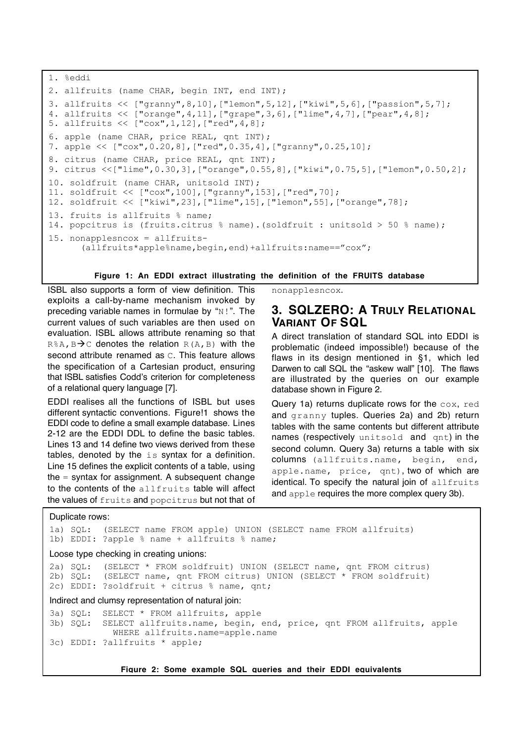```
1. %eddi
2. allfruits (name CHAR, begin INT, end INT);
3. allfruits << ["granny",8,10],["lemon",5,12],["kiwi",5,6],["passion",5,7];
4. allfruits << ["orange",4,11],["grape",3,6],["lime",4,7],["pear",4,8];
5. allfruits << ["cox",1,12],["red",4,8];
6. apple (name CHAR, price REAL, qnt INT);
7. apple << ["cox",0.20,8],["red",0.35,4],["granny",0.25,10];
8. citrus (name CHAR, price REAL, qnt INT);
9. citrus <<["lime",0.30,3],["orange",0.55,8],["kiwi",0.75,5],["lemon",0.50,2];
10. soldfruit (name CHAR, unitsold INT);
11. soldfruit << ["cox",100],["granny",153],["red",70];
12. soldfruit << ["kiwi",23],["lime",15],["lemon",55],["orange",78];
13. fruits is allfruits % name;
14. popcitrus is (fruits.citrus % name).(soldfruit : unitsold > 50 % name);
15. nonapplesncox = allfruits-
      (allfruits*apple%name,begin,end)+allfruits:name=="cox";
```

**Figure 1: An EDDI extract illustrating the definition of the FRUITS database**

ISBL also supports a form of view definition. This exploits a call-by-name mechanism invoked by preceding variable names in formulae by "`N!`". The current values of such variables are then used on evaluation. ISBL allows attribute renaming so that `R%A,B→C` denotes the relation `R(A,B)` with the second attribute renamed as `C`. This feature allows the specification of a Cartesian product, ensuring that ISBL satisfies Codd's criterion for completeness of a relational query language [7].

EDDI realises all the functions of ISBL but uses different syntactic conventions. Figure 1 shows the EDDI code to define a small example database. Lines 2-12 are the EDDI DDL to define the basic tables. Lines 13 and 14 define two views derived from these tables, denoted by the `is` syntax for a definition. Line 15 defines the explicit contents of a table, using the `=` syntax for assignment. A subsequent change to the contents of the `allfruits` table will affect the values of `fruits` and `popcitrus` but not that of `nonapplesncox`.

## 3. SQLZERO: A TRULY RELATIONAL VARIANT OF SQL

A direct translation of standard SQL into EDDI is problematic (indeed impossible!) because of the flaws in its design mentioned in §1, which led Darwen to call SQL the "askew wall" [10]. The flaws are illustrated by the queries on our example database shown in Figure 2.

Query 1a) returns duplicate rows for the `cox`, `red` and `granny` tuples. Queries 2a) and 2b) return tables with the same contents but different attribute names (respectively `unitsold` and `qnt`) in the second column. Query 3a) returns a table with six columns (`allfruits.name`, `begin`, `end`, `apple.name`, `price`, `qnt`), two of which are identical. To specify the natural join of `allfruits` and `apple` requires the more complex query 3b).

Duplicate rows:

```
1a) SQL:  (SELECT name FROM apple) UNION (SELECT name FROM allfruits)
1b) EDDI: ?apple % name + allfruits % name;
```

Loose type checking in creating unions:

```
2a) SQL:  (SELECT * FROM soldfruit) UNION (SELECT name, qnt FROM citrus)
2b) SQL:  (SELECT name, qnt FROM citrus) UNION (SELECT * FROM soldfruit)
2c) EDDI: ?soldfruit + citrus % name, qnt;
```

Indirect and clumsy representation of natural join:

```
3a) SQL:  SELECT * FROM allfruits, apple
3b) SQL:  SELECT allfruits.name, begin, end, price, qnt FROM allfruits, apple
            WHERE allfruits.name=apple.name
3c) EDDI: ?allfruits * apple;
```

**Figure 2: Some example SQL queries and their EDDI equivalents**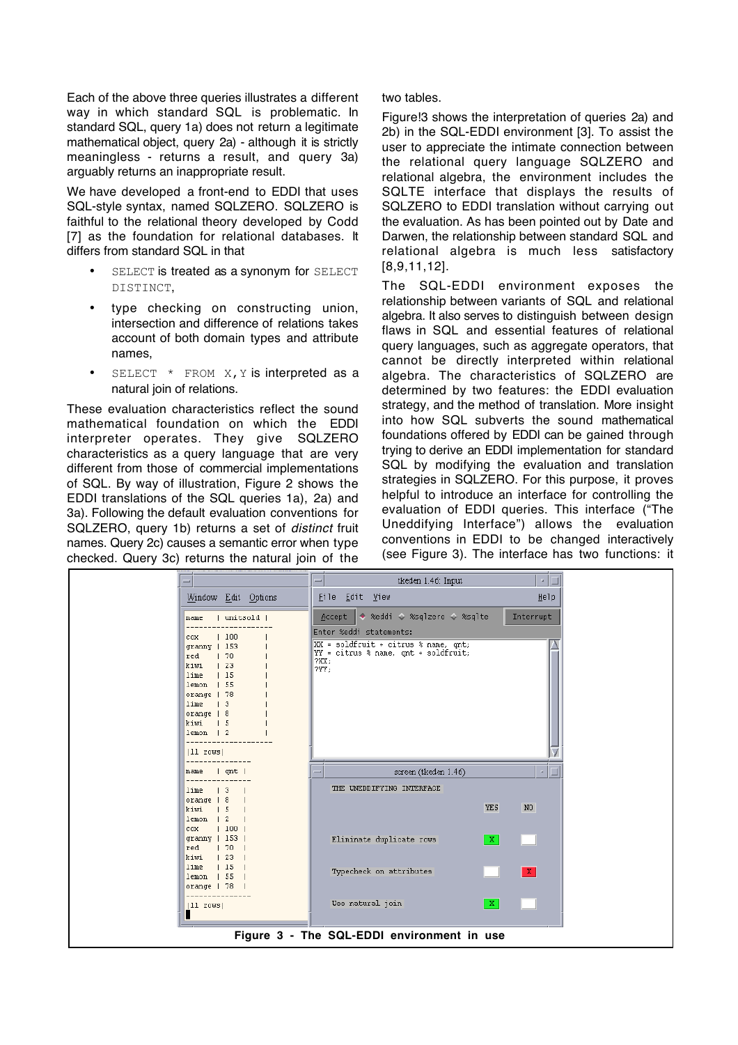Each of the above three queries illustrates a different way in which standard SQL is problematic. In standard SQL, query 1a) does not return a legitimate mathematical object, query 2a) - although it is strictly meaningless - returns a result, and query 3a) arguably returns an inappropriate result.

We have developed a front-end to EDDI that uses SQL-style syntax, named SQLZERO. SQLZERO is faithful to the relational theory developed by Codd [7] as the foundation for relational databases. It differs from standard SQL in that

- `SELECT` is treated as a synonym for `SELECT DISTINCT`,
- type checking on constructing union, intersection and difference of relations takes account of both domain types and attribute names,
- `SELECT * FROM X,Y` is interpreted as a natural join of relations.

These evaluation characteristics reflect the sound mathematical foundation on which the EDDI interpreter operates. They give SQLZERO characteristics as a query language that are very different from those of commercial implementations of SQL. By way of illustration, Figure 2 shows the EDDI translations of the SQL queries 1a), 2a) and 3a). Following the default evaluation conventions for SQLZERO, query 1b) returns a set of *distinct* fruit names. Query 2c) causes a semantic error when type checked. Query 3c) returns the natural join of the two tables.

Figure!3 shows the interpretation of queries 2a) and 2b) in the SQL-EDDI environment [3]. To assist the user to appreciate the intimate connection between the relational query language SQLZERO and relational algebra, the environment includes the SQLTE interface that displays the results of SQLZERO to EDDI translation without carrying out the evaluation. As has been pointed out by Date and Darwen, the relationship between standard SQL and relational algebra is much less satisfactory [8,9,11,12].

The SQL-EDDI environment exposes the relationship between variants of SQL and relational algebra. It also serves to distinguish between design flaws in SQL and essential features of relational query languages, such as aggregate operators, that cannot be directly interpreted within relational algebra. The characteristics of SQLZERO are determined by two features: the EDDI evaluation strategy, and the method of translation. More insight into how SQL subverts the sound mathematical foundations offered by EDDI can be gained through trying to derive an EDDI implementation for standard SQL by modifying the evaluation and translation strategies in SQLZERO. For this purpose, it proves helpful to introduce an interface for controlling the evaluation of EDDI queries. This interface ("The Uneddifying Interface") allows the evaluation conventions in EDDI to be changed interactively (see Figure 3). The interface has two functions: it

**Figure 3 - The SQL-EDDI environment in use**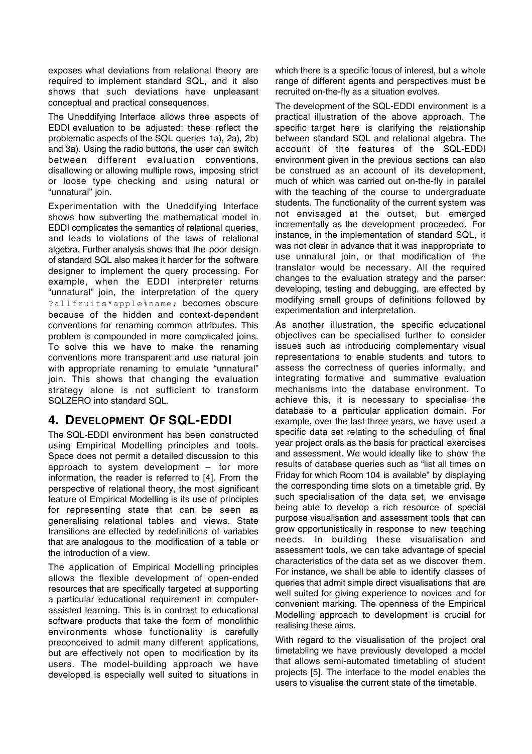exposes what deviations from relational theory are required to implement standard SQL, and it also shows that such deviations have unpleasant conceptual and practical consequences.

The Uneddifying Interface allows three aspects of EDDI evaluation to be adjusted: these reflect the problematic aspects of the SQL queries 1a), 2a), 2b) and 3a). Using the radio buttons, the user can switch between different evaluation conventions, disallowing or allowing multiple rows, imposing strict or loose type checking and using natural or "unnatural" join.

Experimentation with the Uneddifying Interface shows how subverting the mathematical model in EDDI complicates the semantics of relational queries, and leads to violations of the laws of relational algebra. Further analysis shows that the poor design of standard SQL also makes it harder for the software designer to implement the query processing. For example, when the EDDI interpreter returns "unnatural" join, the interpretation of the query `?allfruits*apple%name;` becomes obscure because of the hidden and context-dependent conventions for renaming common attributes. This problem is compounded in more complicated joins. To solve this we have to make the renaming conventions more transparent and use natural join with appropriate renaming to emulate "unnatural" join. This shows that changing the evaluation strategy alone is not sufficient to transform SQLZERO into standard SQL.

## 4. DEVELOPMENT OF SQL-EDDI

The SQL-EDDI environment has been constructed using Empirical Modelling principles and tools. Space does not permit a detailed discussion to this approach to system development – for more information, the reader is referred to [4]. From the perspective of relational theory, the most significant feature of Empirical Modelling is its use of principles for representing state that can be seen as generalising relational tables and views. State transitions are effected by redefinitions of variables that are analogous to the modification of a table or the introduction of a view.

The application of Empirical Modelling principles allows the flexible development of open-ended resources that are specifically targeted at supporting a particular educational requirement in computer-assisted learning. This is in contrast to educational software products that take the form of monolithic environments whose functionality is carefully preconceived to admit many different applications, but are effectively not open to modification by its users. The model-building approach we have developed is especially well suited to situations in which there is a specific focus of interest, but a whole range of different agents and perspectives must be recruited on-the-fly as a situation evolves.

The development of the SQL-EDDI environment is a practical illustration of the above approach. The specific target here is clarifying the relationship between standard SQL and relational algebra. The account of the features of the SQL-EDDI environment given in the previous sections can also be construed as an account of its development, much of which was carried out on-the-fly in parallel with the teaching of the course to undergraduate students. The functionality of the current system was not envisaged at the outset, but emerged incrementally as the development proceeded. For instance, in the implementation of standard SQL, it was not clear in advance that it was inappropriate to use unnatural join, or that modification of the translator would be necessary. All the required changes to the evaluation strategy and the parser: developing, testing and debugging, are effected by modifying small groups of definitions followed by experimentation and interpretation.

As another illustration, the specific educational objectives can be specialised further to consider issues such as introducing complementary visual representations to enable students and tutors to assess the correctness of queries informally, and integrating formative and summative evaluation mechanisms into the database environment. To achieve this, it is necessary to specialise the database to a particular application domain. For example, over the last three years, we have used a specific data set relating to the scheduling of final year project orals as the basis for practical exercises and assessment. We would ideally like to show the results of database queries such as "list all times on Friday for which Room 104 is available" by displaying the corresponding time slots on a timetable grid. By such specialisation of the data set, we envisage being able to develop a rich resource of special purpose visualisation and assessment tools that can grow opportunistically in response to new teaching needs. In building these visualisation and assessment tools, we can take advantage of special characteristics of the data set as we discover them. For instance, we shall be able to identify classes of queries that admit simple direct visualisations that are well suited for giving experience to novices and for convenient marking. The openness of the Empirical Modelling approach to development is crucial for realising these aims.

With regard to the visualisation of the project oral timetabling we have previously developed a model that allows semi-automated timetabling of student projects [5]. The interface to the model enables the users to visualise the current state of the timetable.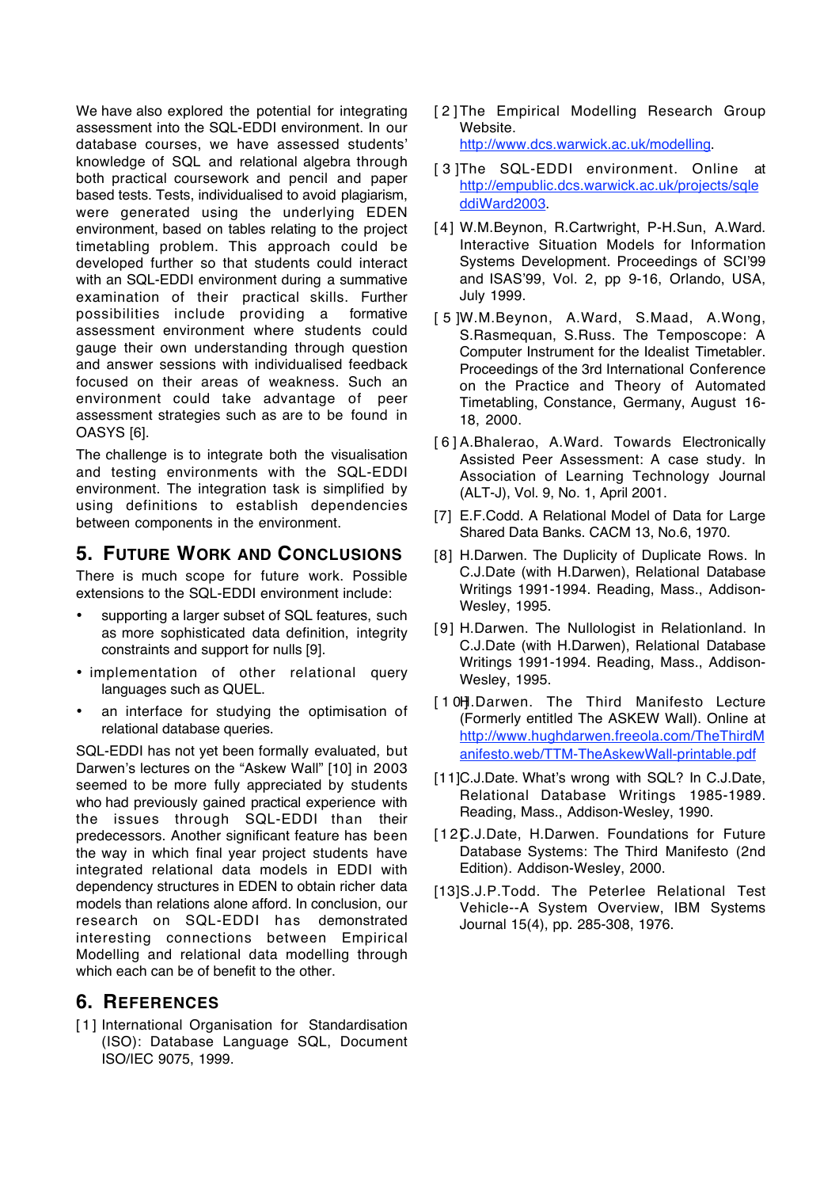We have also explored the potential for integrating assessment into the SQL-EDDI environment. In our database courses, we have assessed students' knowledge of SQL and relational algebra through both practical coursework and pencil and paper based tests. Tests, individualised to avoid plagiarism, were generated using the underlying EDEN environment, based on tables relating to the project timetabling problem. This approach could be developed further so that students could interact with an SQL-EDDI environment during a summative examination of their practical skills. Further possibilities include providing a formative assessment environment where students could gauge their own understanding through question and answer sessions with individualised feedback focused on their areas of weakness. Such an environment could take advantage of peer assessment strategies such as are to be found in OASYS [6].

The challenge is to integrate both the visualisation and testing environments with the SQL-EDDI environment. The integration task is simplified by using definitions to establish dependencies between components in the environment.

## 5. Future Work and Conclusions

There is much scope for future work. Possible extensions to the SQL-EDDI environment include:

- supporting a larger subset of SQL features, such as more sophisticated data definition, integrity constraints and support for nulls [9].
- implementation of other relational query languages such as QUEL.
- an interface for studying the optimisation of relational database queries.

SQL-EDDI has not yet been formally evaluated, but Darwen's lectures on the "Askew Wall" [10] in 2003 seemed to be more fully appreciated by students who had previously gained practical experience with the issues through SQL-EDDI than their predecessors. Another significant feature has been the way in which final year project students have integrated relational data models in EDDI with dependency structures in EDEN to obtain richer data models than relations alone afford. In conclusion, our research on SQL-EDDI has demonstrated interesting connections between Empirical Modelling and relational data modelling through which each can be of benefit to the other.

## 6. References

[1] International Organisation for Standardisation (ISO): Database Language SQL, Document ISO/IEC 9075, 1999.

[2] The Empirical Modelling Research Group Website. http://www.dcs.warwick.ac.uk/modelling.

[3] The SQL-EDDI environment. Online at http://empublic.dcs.warwick.ac.uk/projects/sqleddiWard2003.

[4] W.M.Beynon, R.Cartwright, P-H.Sun, A.Ward. Interactive Situation Models for Information Systems Development. Proceedings of SCI'99 and ISAS'99, Vol. 2, pp 9-16, Orlando, USA, July 1999.

[5] W.M.Beynon, A.Ward, S.Maad, A.Wong, S.Rasmequan, S.Russ. The Temposcope: A Computer Instrument for the Idealist Timetabler. Proceedings of the 3rd International Conference on the Practice and Theory of Automated Timetabling, Constance, Germany, August 16-18, 2000.

[6] A.Bhalerao, A.Ward. Towards Electronically Assisted Peer Assessment: A case study. In Association of Learning Technology Journal (ALT-J), Vol. 9, No. 1, April 2001.

[7] E.F.Codd. A Relational Model of Data for Large Shared Data Banks. CACM 13, No.6, 1970.

[8] H.Darwen. The Duplicity of Duplicate Rows. In C.J.Date (with H.Darwen), Relational Database Writings 1991-1994. Reading, Mass., Addison-Wesley, 1995.

[9] H.Darwen. The Nullologist in Relationland. In C.J.Date (with H.Darwen), Relational Database Writings 1991-1994. Reading, Mass., Addison-Wesley, 1995.

[10] H.Darwen. The Third Manifesto Lecture (Formerly entitled The ASKEW Wall). Online at http://www.hughdarwen.freeola.com/TheThirdManifesto.web/TTM-TheAskewWall-printable.pdf

[11] C.J.Date. What's wrong with SQL? In C.J.Date, Relational Database Writings 1985-1989. Reading, Mass., Addison-Wesley, 1990.

[12] C.J.Date, H.Darwen. Foundations for Future Database Systems: The Third Manifesto (2nd Edition). Addison-Wesley, 2000.

[13] S.J.P.Todd. The Peterlee Relational Test Vehicle--A System Overview, IBM Systems Journal 15(4), pp. 285-308, 1976.